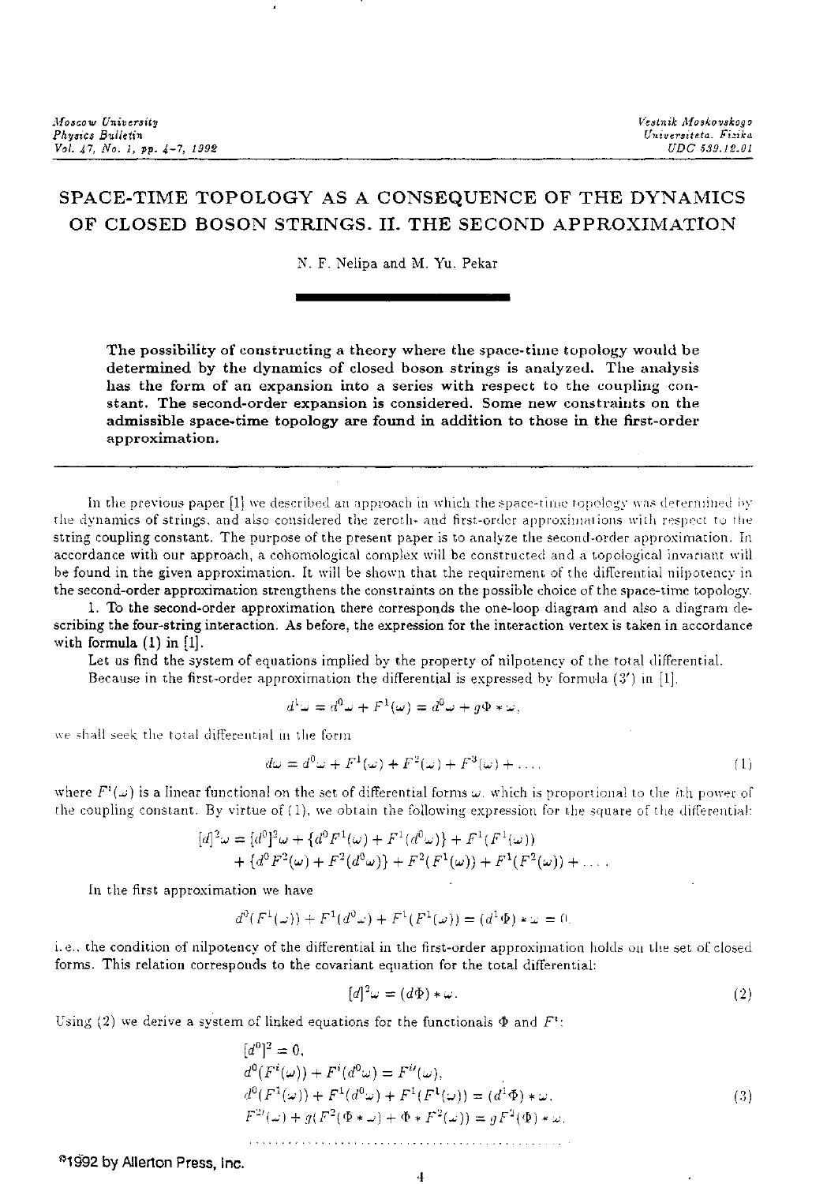# SPACE-TIME TOPOLOGY AS A CONSEQUENCE OF THE DYNAMICS OF CLOSED BOSON STRINGS. II. THE SECOND APPROXIMATION

N. F. Nelipa and M. Yu. Pekar

**The possibility of constructing a theory where the space-time topology would be determined by the dynamics of closed boson strings is analyzed. The analysis has the form of an expansion into a series with respect to the coupling constant. The second-order expansion is considered. Some new constraints on the admissible space-time topology are found in addition to those in the first-order approximation.**

In the previous paper [1] we described an approach in which the space-time topology was determined by the dynamics of strings, and also considered the zeroth- and first-order approximations with respect to the string coupling constant. The purpose of the present paper is to analyze the second-order approximation. In accordance with our approach, a cohomological complex will be constructed and a topological invariant will be found in the given approximation. It will be shown that the requirement of the differential nilpotency in the second-order approximation strengthens the constraints on the possible choice of the space-time topology.

**1. To the second-order approximation there corresponds the one-loop diagram and also a diagram describing the four-string interaction. As before, the expression for the interaction vertex is taken in accordance with formula (1) in [1].**

Let us find the system of equations implied by the property of nilpotency of the total differential.

Because in the first-order approximation the differential is expressed by formula (3′) in [1],

$$d^1\omega = d^0\omega + F^1(\omega) = d^0\omega + g\Phi * \omega,$$

we shall seek the total differential in the form

$$d\omega = d^0\omega + F^1(\omega) + F^2(\omega) + F^3(\omega) + \dots, \tag{1}$$

where $F^i(\omega)$ is a linear functional on the set of differential forms $\omega$, which is proportional to the $i$th power of the coupling constant. By virtue of (1), we obtain the following expression for the square of the differential:

$$\begin{aligned}
[d]^2\omega = [d^0]^2\omega &+ \{d^0F^1(\omega) + F^1(d^0\omega)\} + F^1(F^1(\omega)) \\
&+ \{d^0F^2(\omega) + F^2(d^0\omega)\} + F^2(F^1(\omega)) + F^1(F^2(\omega)) + \dots .
\end{aligned}$$

In the first approximation we have

$$d^0(F^1(\omega)) + F^1(d^0\omega) + F^1(F^1(\omega)) = (d^1\Phi) * \omega = 0,$$

i.e., the condition of nilpotency of the differential in the first-order approximation holds on the set of closed forms. This relation corresponds to the covariant equation for the total differential:

$$[d]^2\omega = (d\Phi) * \omega. \tag{2}$$

Using (2) we derive a system of linked equations for the functionals $\Phi$ and $F^i$:

$$\begin{aligned}
&[d^0]^2 = 0, \\
&d^0(F^i(\omega)) + F^i(d^0\omega) = F^{i\prime}(\omega), \\
&d^0(F^1(\omega)) + F^1(d^0\omega) + F^1(F^1(\omega)) = (d^1\Phi) * \omega, \\
&F^{2\prime}(\omega) + g(F^2(\Phi * \omega) + \Phi * F^2(\omega)) = gF^2(\Phi) * \omega,
\end{aligned} \tag{3}$$

$$\dots\dots\dots\dots\dots\dots\dots\dots\dots\dots\dots\dots$$

©1992 by Allerton Press, Inc.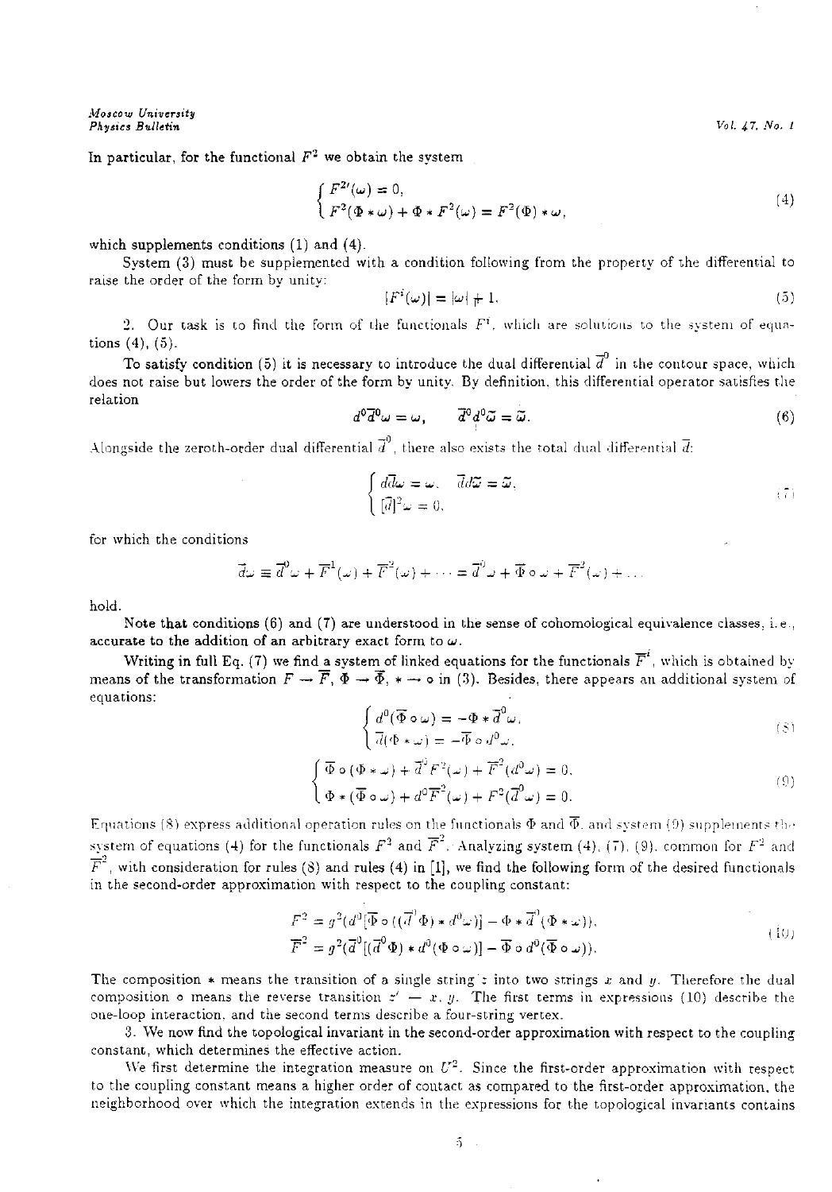In particular, for the functional $F^2$ we obtain the system

$$\begin{cases} F^{2\prime}(\omega) = 0, \\ F^2(\Phi * \omega) + \Phi * F^2(\omega) = F^2(\Phi) * \omega, \end{cases} \tag{4}$$

which supplements conditions (1) and (4).

System (3) must be supplemented with a condition following from the property of the differential to raise the order of the form by unity:

$$|F^i(\omega)| = |\omega| + 1. \tag{5}$$

2. Our task is to find the form of the functionals $F^i$, which are solutions to the system of equations (4), (5).

To satisfy condition (5) it is necessary to introduce the dual differential $\overline{d}^0$ in the contour space, which does not raise but lowers the order of the form by unity. By definition, this differential operator satisfies the relation

$$d^0\overline{d}^0\omega = \omega, \qquad \overline{d}^0 d^0\overline{\omega} = \overline{\omega}. \tag{6}$$

Alongside the zeroth-order dual differential $\overline{d}^0$, there also exists the total dual differential $\overline{d}$:

$$\begin{cases} d\overline{d}\omega = \omega, \quad \overline{d}d\overline{\omega} = \overline{\omega}, \\ [\overline{d}]^2\omega = 0, \end{cases} \tag{7}$$

for which the conditions

$$\overline{d}\omega \equiv \overline{d}^0\omega + \overline{F}^1(\omega) + \overline{F}^2(\omega) + \dots = \overline{d}^0\omega + \overline{\Phi} \circ \omega + \overline{F}^2(\omega) + \dots$$

hold.

**Note that conditions (6) and (7) are understood in the sense of cohomological equivalence classes, i.e., accurate to the addition of an arbitrary exact form to $\omega$.**

Writing in full Eq. (7) we find a system of linked equations for the functionals $\overline{F}^i$, which is obtained by means of the transformation $F \to \overline{F}$, $\Phi \to \overline{\Phi}$, $* \to \circ$ in (3). Besides, there appears an additional system of equations:

$$\begin{cases} d^0(\overline{\Phi} \circ \omega) = -\Phi * \overline{d}^0\omega, \\ \overline{d}(\Phi * \omega) = -\overline{\Phi} \circ d^0\omega. \end{cases} \tag{8}$$

$$\begin{cases} \overline{\Phi} \circ (\Phi * \omega) + \overline{d}^0 F^2(\omega) + \overline{F}^2(d^0\omega) = 0, \\ \Phi * (\overline{\Phi} \circ \omega) + d^0\overline{F}^2(\omega) + F^2(\overline{d}^0\omega) = 0. \end{cases} \tag{9}$$

Equations (8) express additional operation rules on the functionals $\Phi$ and $\overline{\Phi}$, and system (9) supplements the system of equations (4) for the functionals $F^2$ and $\overline{F}^2$. Analyzing system (4), (7), (9), common for $F^2$ and $\overline{F}^2$, with consideration for rules (8) and rules (4) in [1], we find the following form of the desired functionals in the second-order approximation with respect to the coupling constant:

$$\begin{aligned} F^2 &= g^2(d^0[\overline{\Phi} \circ ((\overline{d}^0\Phi) * d^0\omega)] - \Phi * \overline{d}^0(\Phi * \omega)), \\ \overline{F}^2 &= g^2(\overline{d}^0[(\overline{d}^0\Phi) * d^0(\Phi \circ \omega)] - \overline{\Phi} \circ d^0(\overline{\Phi} \circ \omega)). \end{aligned} \tag{10}$$

The composition $*$ means the transition of a single string $z$ into two strings $x$ and $y$. Therefore the dual composition $\circ$ means the reverse transition $z' \to x, y$. The first terms in expressions (10) describe the one-loop interaction, and the second terms describe a four-string vertex.

3. We now find the topological invariant in the second-order approximation with respect to the coupling constant, which determines the effective action.

We first determine the integration measure on $U^2$. Since the first-order approximation with respect to the coupling constant means a higher order of contact as compared to the first-order approximation, the neighborhood over which the integration extends in the expressions for the topological invariants contains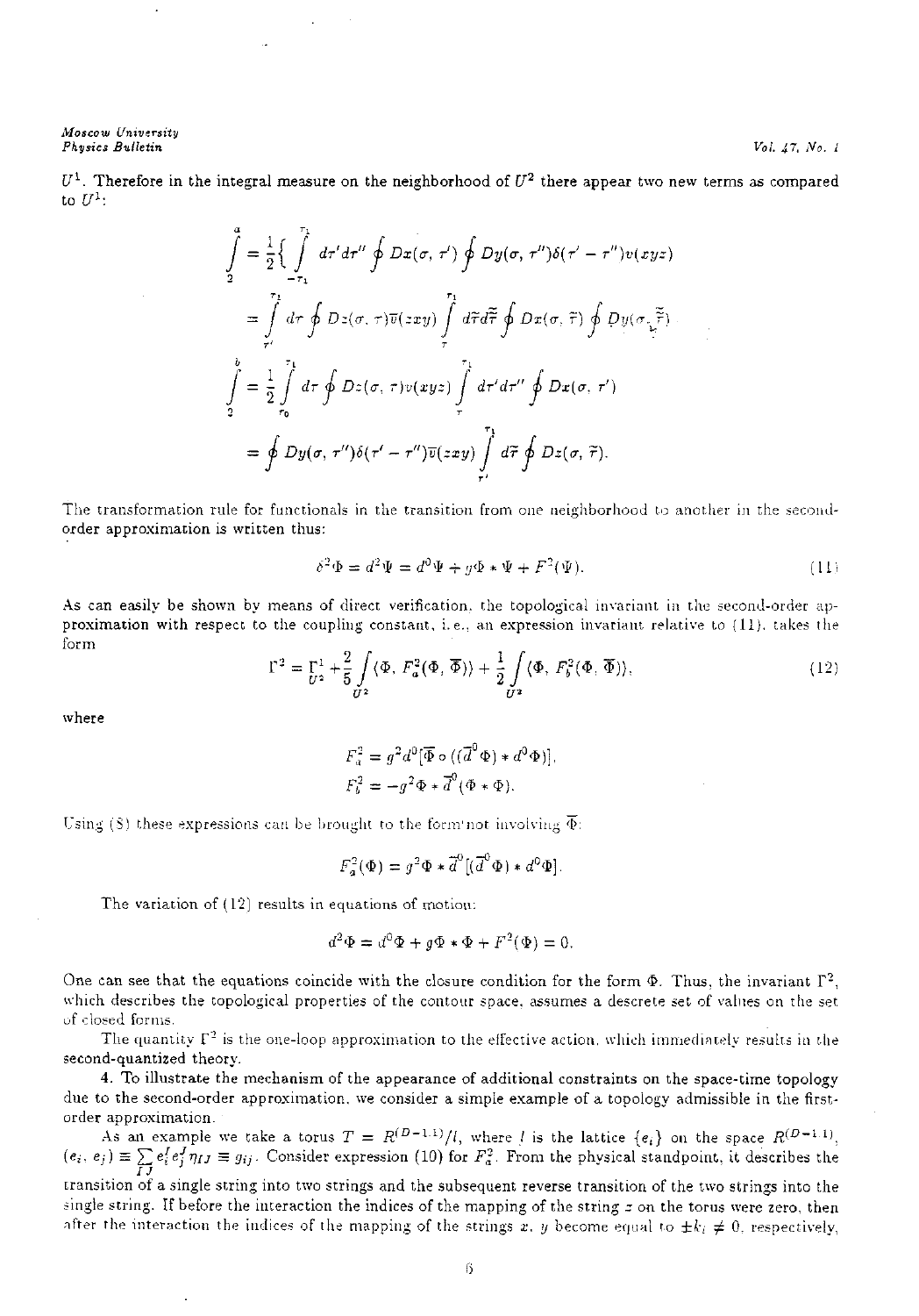$U^1$. Therefore in the integral measure on the neighborhood of $U^2$ there appear two new terms as compared to $U^1$:

$$\int\limits_2^a = \frac{1}{2}\Big\{ \int\limits_{-\tau_1}^{\tau_1} d\tau' d\tau'' \oint Dx(\sigma, \tau') \oint Dy(\sigma, \tau'')\delta(\tau' - \tau'')v(xyz)$$

$$= \int\limits_{\tau'}^{\tau_1} d\tau \oint Dz(\sigma, \tau)\overline{v}(zxy) \int\limits_{\tau}^{\tau_1} d\tilde{\tau} d\tilde{\tilde{\tau}} \oint Dx(\sigma, \tilde{\tau}) \oint Dy(\sigma, \tilde{\tilde{\tau}})$$

$$\int\limits_2^b = \frac{1}{2}\int\limits_{\tau_0}^{\tau_1} d\tau \oint Dz(\sigma, \tau)v(xyz) \int\limits_{\tau}^{\tau_1} d\tau' d\tau'' \oint Dx(\sigma, \tau')$$

$$= \oint Dy(\sigma, \tau'')\delta(\tau' - \tau'')\overline{v}(zxy) \int\limits_{\tau'}^{\tau_1} d\tilde{\tau} \oint Dz(\sigma, \tilde{\tau}).$$

The transformation rule for functionals in the transition from one neighborhood to another in the second-order approximation is written thus:

$$\delta^2\Phi = d^2\Psi = d^0\Psi + g\Phi * \Psi + F^2(\Psi). \tag{11}$$

As can easily be shown by means of direct verification, the topological invariant in the second-order approximation with respect to the coupling constant, i.e., an expression invariant relative to (11), takes the form

$$\Gamma^2 = \Gamma^1_{U^2} + \frac{2}{5}\int\limits_{U^2} \langle \Phi, F^2_a(\Phi, \overline{\Phi})\rangle + \frac{1}{2}\int\limits_{U^2} \langle \Phi, F^2_b(\Phi, \overline{\Phi})\rangle, \tag{12}$$

where

$$F^2_a = g^2 d^0[\overline{\Phi} \circ ((\overline{d}^0 \Phi) * d^0\Phi)],$$

$$F^2_b = -g^2\Phi * \overline{d}^0(\Phi * \Phi).$$

Using (8) these expressions can be brought to the form not involving $\overline{\Phi}$:

$$F^2_a(\Phi) = g^2\Phi * \overline{d}^0[(\overline{d}^0\Phi) * d^0\Phi].$$

The variation of (12) results in equations of motion:

$$d^2\Phi = d^0\Phi + g\Phi * \Phi + F^2(\Phi) = 0.$$

One can see that the equations coincide with the closure condition for the form $\Phi$. Thus, the invariant $\Gamma^2$, which describes the topological properties of the contour space, assumes a descrete set of values on the set of closed forms.

The quantity $\Gamma^2$ is the one-loop approximation to the effective action, which immediately results in the second-quantized theory.

**4.** To illustrate the mechanism of the appearance of additional constraints on the space-time topology due to the second-order approximation, we consider a simple example of a topology admissible in the first-order approximation.

As an example we take a torus $T = R^{(D-1,1)}/l$, where $l$ is the lattice $\{e_i\}$ on the space $R^{(D-1,1)}$, $(e_i, e_j) \equiv \sum\limits_{IJ} e^I_i e^J_j \eta_{IJ} \equiv g_{ij}$. Consider expression (10) for $F^2_a$. From the physical standpoint, it describes the transition of a single string into two strings and the subsequent reverse transition of the two strings into the single string. If before the interaction the indices of the mapping of the string $z$ on the torus were zero, then after the interaction the indices of the mapping of the strings $x$, $y$ become equal to $\pm k_i \neq 0$, respectively,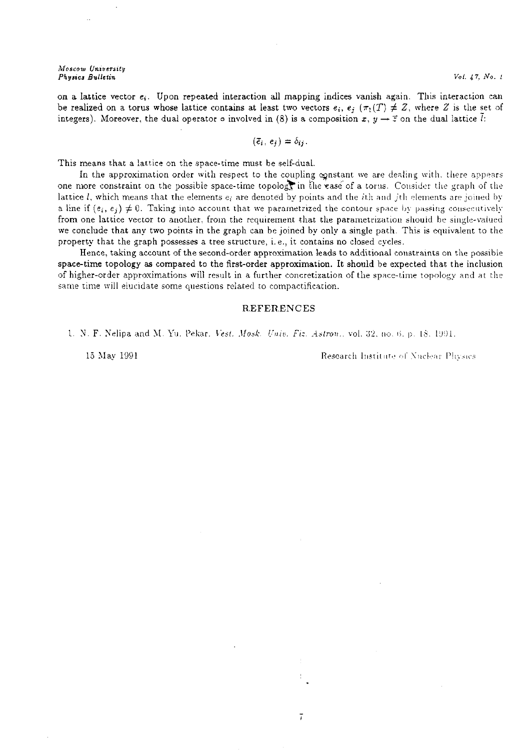on a lattice vector $e_i$. Upon repeated interaction all mapping indices vanish again. This interaction can be realized on a torus whose lattice contains at least two vectors $e_i$, $e_j$ ($\pi_1(T) \neq Z$, where $Z$ is the set of integers). Moreover, the dual operator $\circ$ involved in (8) is a composition $x, y \to \tilde{z}$ on the dual lattice $\tilde{l}$:

$$(\tilde{e}_i, e_j) = \delta_{ij}.$$

This means that a lattice on the space-time must be self-dual.

In the approximation order with respect to the coupling constant we are dealing with, there appears one more constraint on the possible space-time topology in the case of a torus. Consider the graph of the lattice $l$, which means that the elements $e_i$ are denoted by points and the $i$th and $j$th elements are joined by a line if $(e_i, e_j) \neq 0$. Taking into account that we parametrized the contour space by passing consecutively from one lattice vector to another, from the requirement that the parametrization should be single-valued we conclude that any two points in the graph can be joined by only a single path. This is equivalent to the property that the graph possesses a tree structure, i. e., it contains no closed cycles.

Hence, taking account of the second-order approximation leads to additional constraints on the possible space-time topology as compared to the first-order approximation. It should be expected that the inclusion of higher-order approximations will result in a further concretization of the space-time topology and at the same time will elucidate some questions related to compactification.

## REFERENCES

1. N. F. Nelipa and M. Yu. Pekar, *Vest. Mosk. Univ. Fiz. Astron.*, vol. 32, no. 6, p. 18, 1991.

15 May 1991 Research Institute of Nuclear Physics